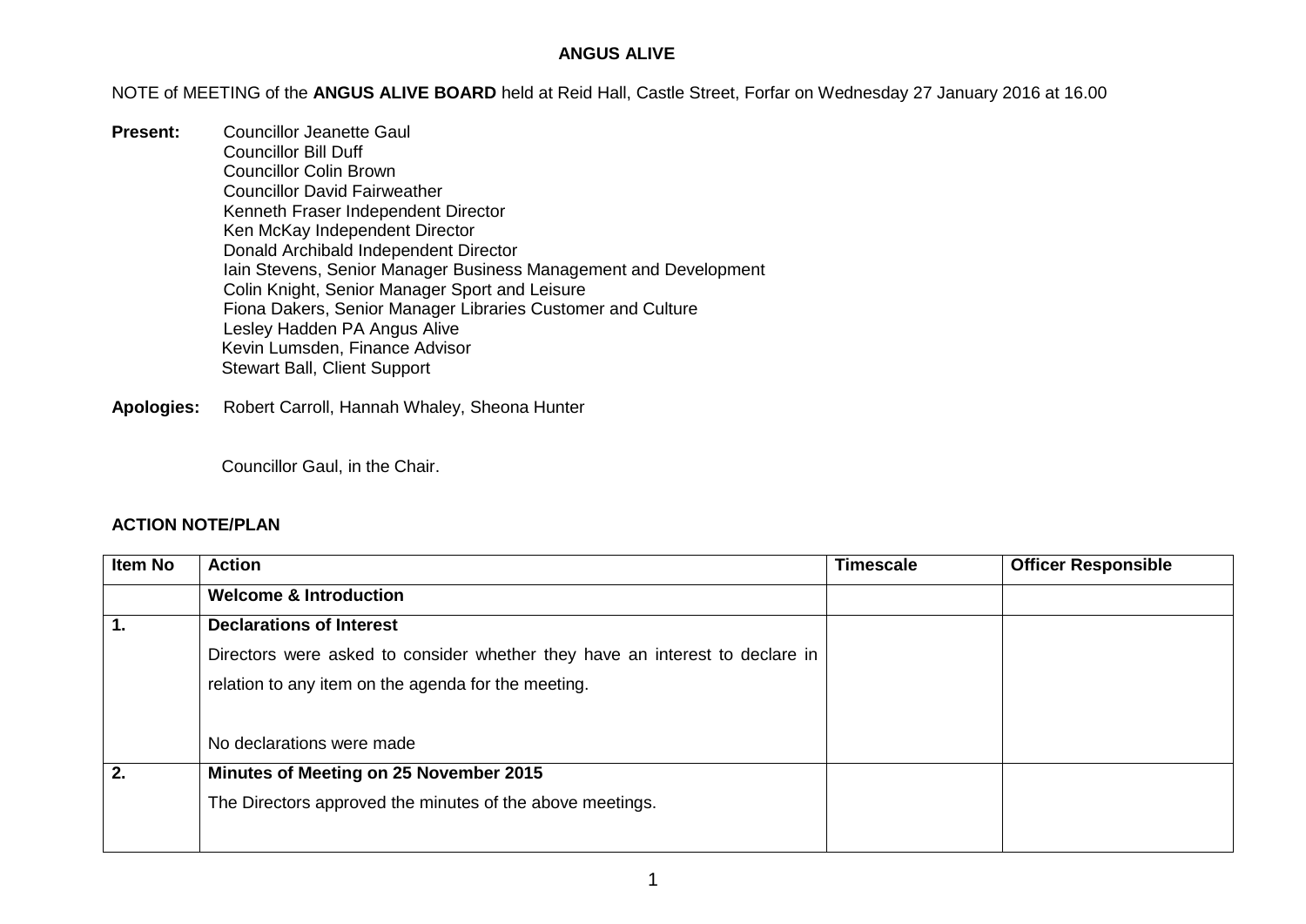**ANGUS ALIVE**

NOTE of MEETING of the **ANGUS ALIVE BOARD** held at Reid Hall, Castle Street, Forfar on Wednesday 27 January 2016 at 16.00

**Present:** Councillor Jeanette Gaul
Councillor Bill Duff
Councillor Colin Brown
Councillor David Fairweather
Kenneth Fraser Independent Director
Ken McKay Independent Director
Donald Archibald Independent Director
Iain Stevens, Senior Manager Business Management and Development
Colin Knight, Senior Manager Sport and Leisure
Fiona Dakers, Senior Manager Libraries Customer and Culture
Lesley Hadden PA Angus Alive
Kevin Lumsden, Finance Advisor
Stewart Ball, Client Support

**Apologies:** Robert Carroll, Hannah Whaley, Sheona Hunter

Councillor Gaul, in the Chair.

**ACTION NOTE/PLAN**

| Item No | Action | Timescale | Officer Responsible |
|---|---|---|---|
| | **Welcome & Introduction** | | |
| **1.** | **Declarations of Interest**<br>Directors were asked to consider whether they have an interest to declare in relation to any item on the agenda for the meeting.<br><br>No declarations were made | | |
| **2.** | **Minutes of Meeting on 25 November 2015**<br>The Directors approved the minutes of the above meetings. | | |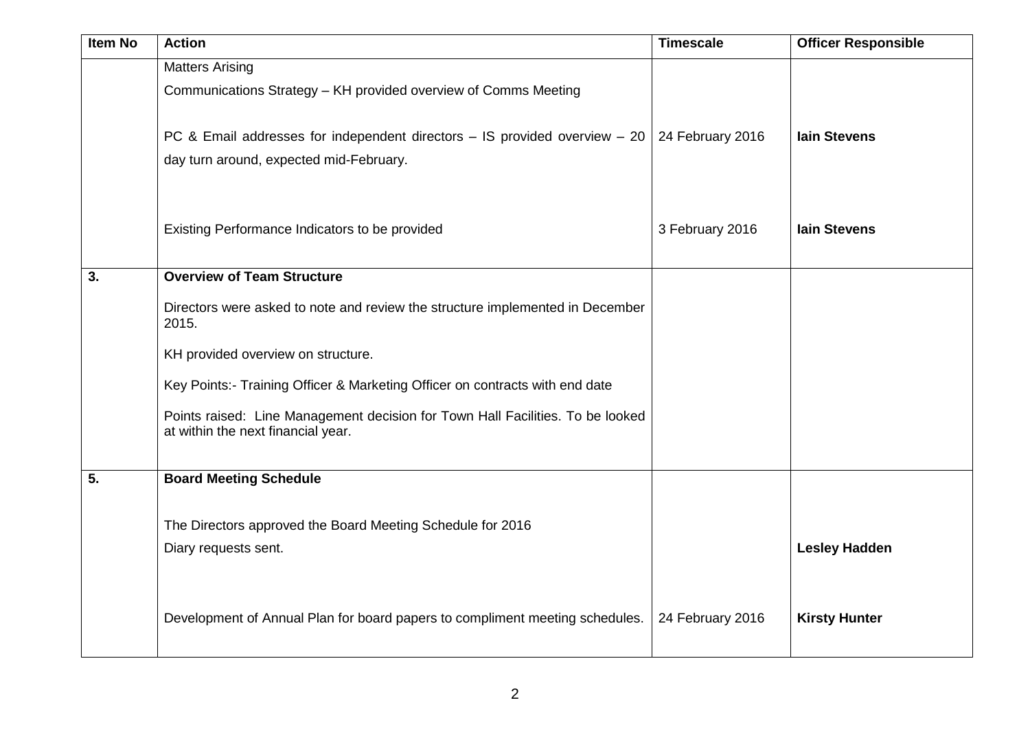| Item No | Action | Timescale | Officer Responsible |
|---|---|---|---|
| | Matters Arising<br><br>Communications Strategy – KH provided overview of Comms Meeting | | |
| | PC & Email addresses for independent directors – IS provided overview – 20 day turn around, expected mid-February. | 24 February 2016 | **Iain Stevens** |
| | Existing Performance Indicators to be provided | 3 February 2016 | **Iain Stevens** |
| **3.** | **Overview of Team Structure**<br><br>Directors were asked to note and review the structure implemented in December 2015.<br><br>KH provided overview on structure.<br><br>Key Points:- Training Officer & Marketing Officer on contracts with end date<br><br>Points raised: Line Management decision for Town Hall Facilities. To be looked at within the next financial year. | | |
| **5.** | **Board Meeting Schedule**<br><br>The Directors approved the Board Meeting Schedule for 2016<br><br>Diary requests sent. | | **Lesley Hadden** |
| | Development of Annual Plan for board papers to compliment meeting schedules. | 24 February 2016 | **Kirsty Hunter** |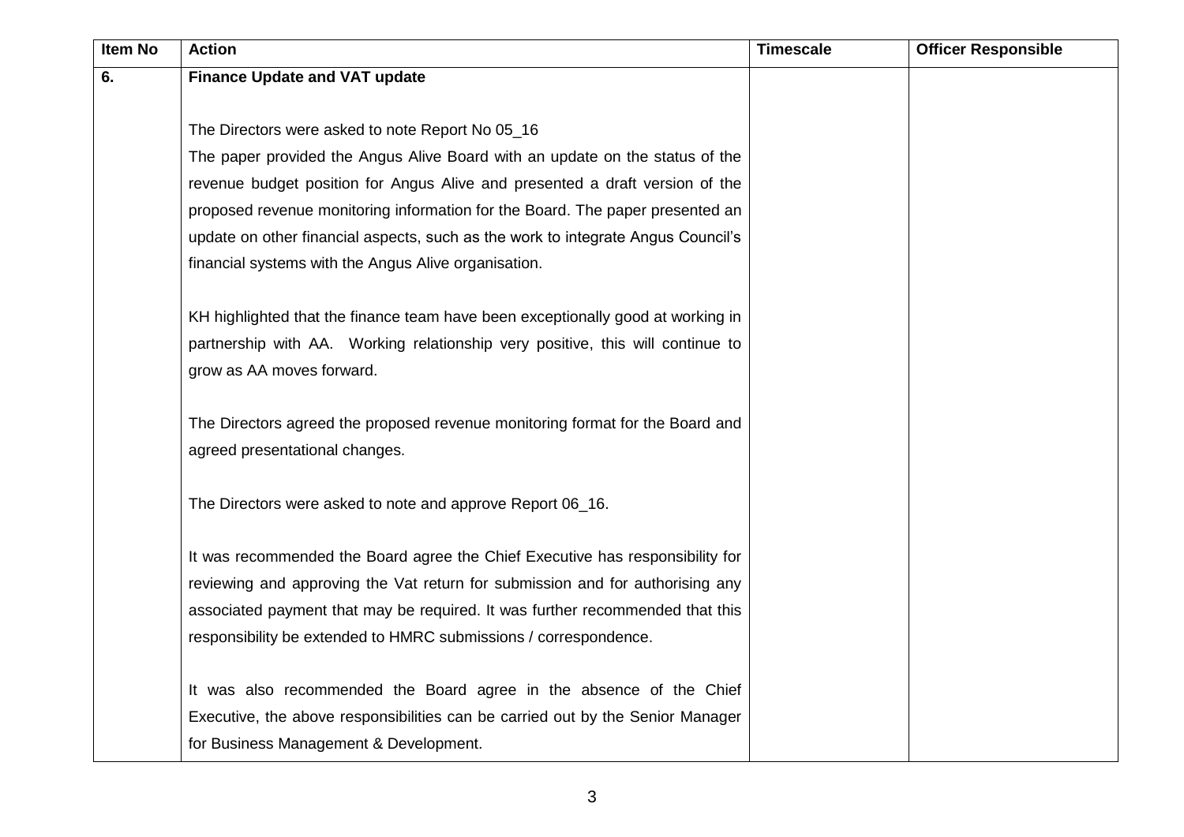| Item No | Action | Timescale | Officer Responsible |
|---|---|---|---|
| **6.** | **Finance Update and VAT update**<br><br>The Directors were asked to note Report No 05_16<br>The paper provided the Angus Alive Board with an update on the status of the revenue budget position for Angus Alive and presented a draft version of the proposed revenue monitoring information for the Board. The paper presented an update on other financial aspects, such as the work to integrate Angus Council's financial systems with the Angus Alive organisation.<br><br>KH highlighted that the finance team have been exceptionally good at working in partnership with AA. Working relationship very positive, this will continue to grow as AA moves forward.<br><br>The Directors agreed the proposed revenue monitoring format for the Board and agreed presentational changes.<br><br>The Directors were asked to note and approve Report 06_16.<br><br>It was recommended the Board agree the Chief Executive has responsibility for reviewing and approving the Vat return for submission and for authorising any associated payment that may be required. It was further recommended that this responsibility be extended to HMRC submissions / correspondence.<br><br>It was also recommended the Board agree in the absence of the Chief Executive, the above responsibilities can be carried out by the Senior Manager for Business Management & Development. | | |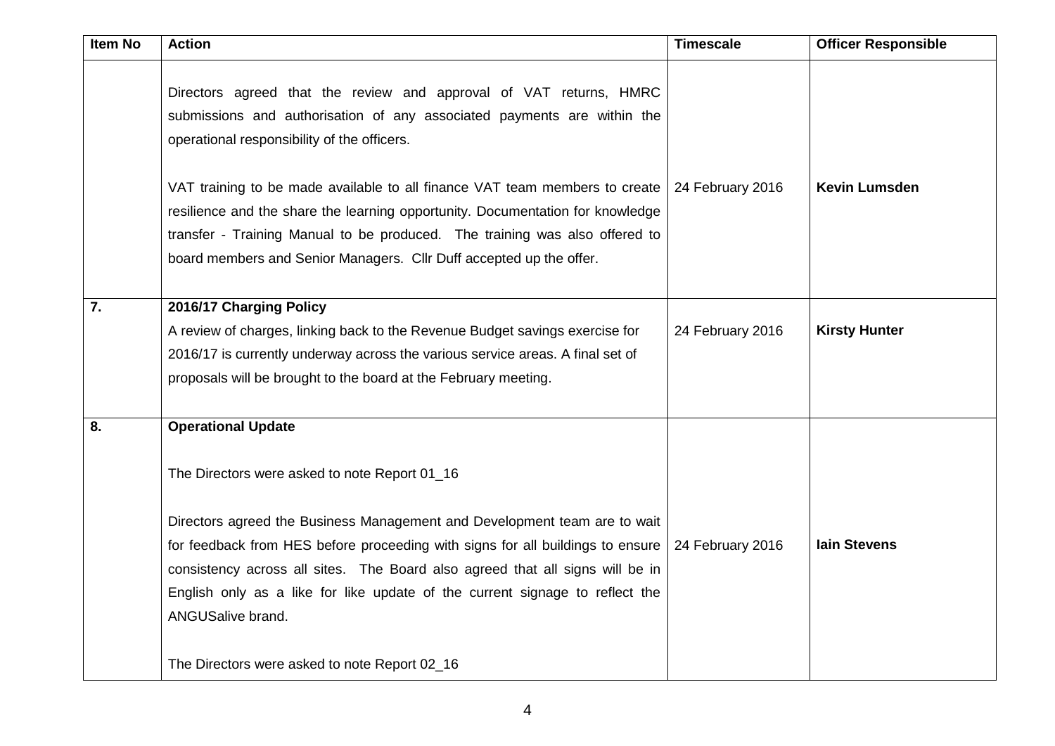| Item No | Action | Timescale | Officer Responsible |
| --- | --- | --- | --- |
| | Directors agreed that the review and approval of VAT returns, HMRC submissions and authorisation of any associated payments are within the operational responsibility of the officers.<br><br>VAT training to be made available to all finance VAT team members to create resilience and the share the learning opportunity. Documentation for knowledge transfer - Training Manual to be produced. The training was also offered to board members and Senior Managers. Cllr Duff accepted up the offer. | 24 February 2016 | **Kevin Lumsden** |
| **7.** | **2016/17 Charging Policy**<br>A review of charges, linking back to the Revenue Budget savings exercise for 2016/17 is currently underway across the various service areas. A final set of proposals will be brought to the board at the February meeting. | 24 February 2016 | **Kirsty Hunter** |
| **8.** | **Operational Update**<br><br>The Directors were asked to note Report 01_16<br><br>Directors agreed the Business Management and Development team are to wait for feedback from HES before proceeding with signs for all buildings to ensure consistency across all sites. The Board also agreed that all signs will be in English only as a like for like update of the current signage to reflect the ANGUSalive brand.<br><br>The Directors were asked to note Report 02_16 | 24 February 2016 | **Iain Stevens** |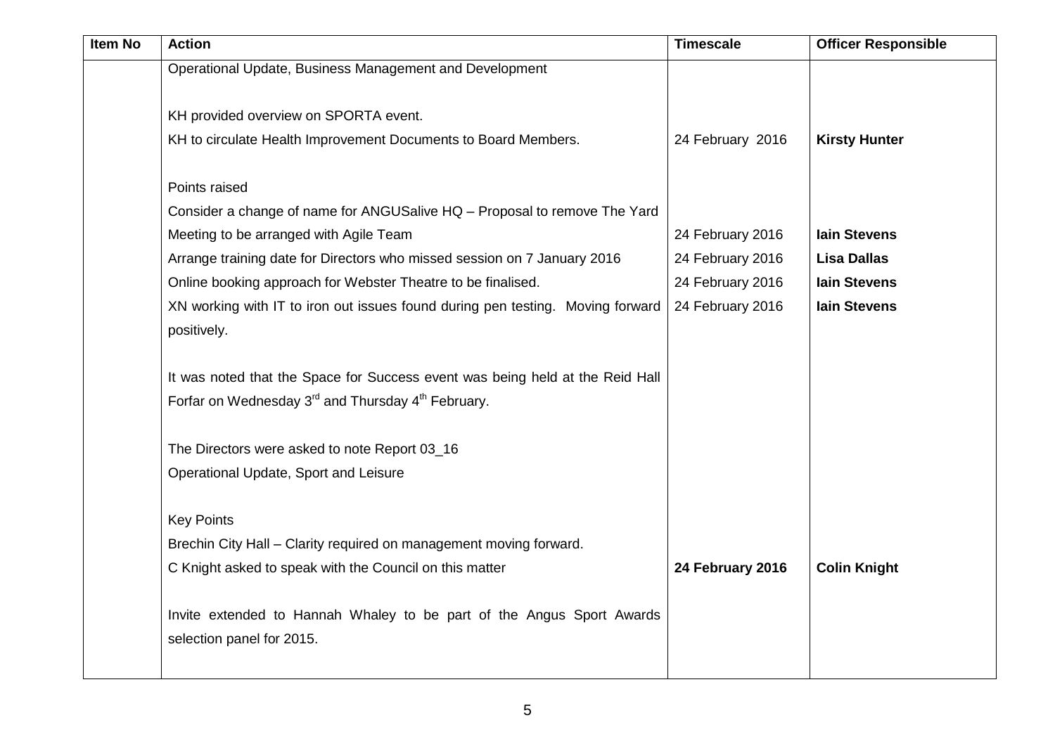| Item No | Action | Timescale | Officer Responsible |
|---|---|---|---|
| | Operational Update, Business Management and Development | | |
| | KH provided overview on SPORTA event. | | |
| | KH to circulate Health Improvement Documents to Board Members. | 24 February 2016 | **Kirsty Hunter** |
| | Points raised | | |
| | Consider a change of name for ANGUSalive HQ – Proposal to remove The Yard | | |
| | Meeting to be arranged with Agile Team | 24 February 2016 | **Iain Stevens** |
| | Arrange training date for Directors who missed session on 7 January 2016 | 24 February 2016 | **Lisa Dallas** |
| | Online booking approach for Webster Theatre to be finalised. | 24 February 2016 | **Iain Stevens** |
| | XN working with IT to iron out issues found during pen testing. Moving forward positively. | 24 February 2016 | **Iain Stevens** |
| | It was noted that the Space for Success event was being held at the Reid Hall Forfar on Wednesday 3rd and Thursday 4th February. | | |
| | The Directors were asked to note Report 03_16 | | |
| | Operational Update, Sport and Leisure | | |
| | Key Points | | |
| | Brechin City Hall – Clarity required on management moving forward. | | |
| | C Knight asked to speak with the Council on this matter | **24 February 2016** | **Colin Knight** |
| | Invite extended to Hannah Whaley to be part of the Angus Sport Awards selection panel for 2015. | | |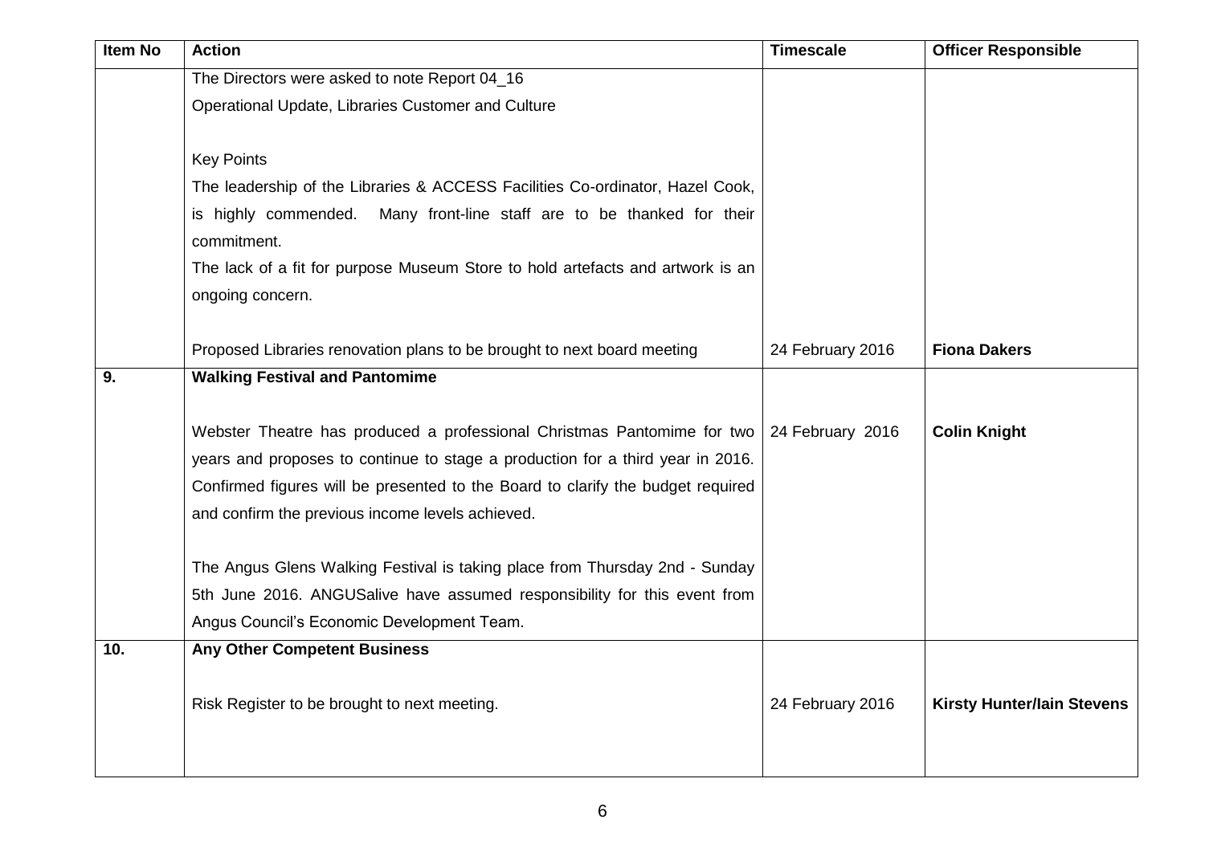| Item No | Action | Timescale | Officer Responsible |
| --- | --- | --- | --- |
| | The Directors were asked to note Report 04_16<br>Operational Update, Libraries Customer and Culture<br><br>Key Points<br>The leadership of the Libraries & ACCESS Facilities Co-ordinator, Hazel Cook, is highly commended. Many front-line staff are to be thanked for their commitment.<br>The lack of a fit for purpose Museum Store to hold artefacts and artwork is an ongoing concern.<br><br>Proposed Libraries renovation plans to be brought to next board meeting | 24 February 2016 | **Fiona Dakers** |
| **9.** | **Walking Festival and Pantomime**<br><br>Webster Theatre has produced a professional Christmas Pantomime for two years and proposes to continue to stage a production for a third year in 2016. Confirmed figures will be presented to the Board to clarify the budget required and confirm the previous income levels achieved.<br><br>The Angus Glens Walking Festival is taking place from Thursday 2nd - Sunday 5th June 2016. ANGUSalive have assumed responsibility for this event from Angus Council's Economic Development Team. | 24 February 2016 | **Colin Knight** |
| **10.** | **Any Other Competent Business**<br><br>Risk Register to be brought to next meeting. | 24 February 2016 | **Kirsty Hunter/Iain Stevens** |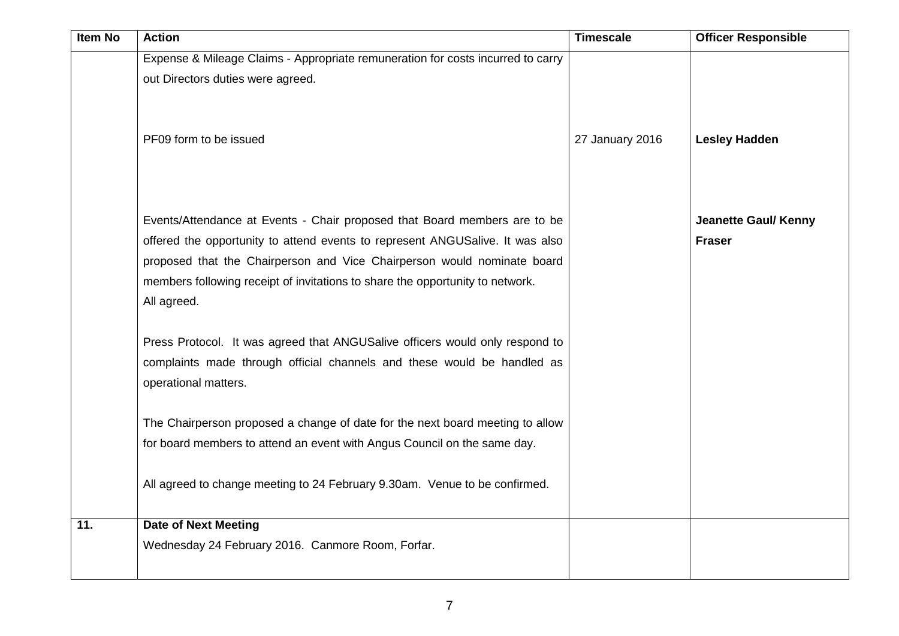| Item No | Action | Timescale | Officer Responsible |
|---|---|---|---|
| | Expense & Mileage Claims - Appropriate remuneration for costs incurred to carry out Directors duties were agreed. | | |
| | PF09 form to be issued | 27 January 2016 | **Lesley Hadden** |
| | Events/Attendance at Events - Chair proposed that Board members are to be offered the opportunity to attend events to represent ANGUSalive. It was also proposed that the Chairperson and Vice Chairperson would nominate board members following receipt of invitations to share the opportunity to network. All agreed. | | **Jeanette Gaul/ Kenny Fraser** |
| | Press Protocol. It was agreed that ANGUSalive officers would only respond to complaints made through official channels and these would be handled as operational matters. | | |
| | The Chairperson proposed a change of date for the next board meeting to allow for board members to attend an event with Angus Council on the same day. | | |
| | All agreed to change meeting to 24 February 9.30am. Venue to be confirmed. | | |
| **11.** | **Date of Next Meeting** Wednesday 24 February 2016. Canmore Room, Forfar. | | |